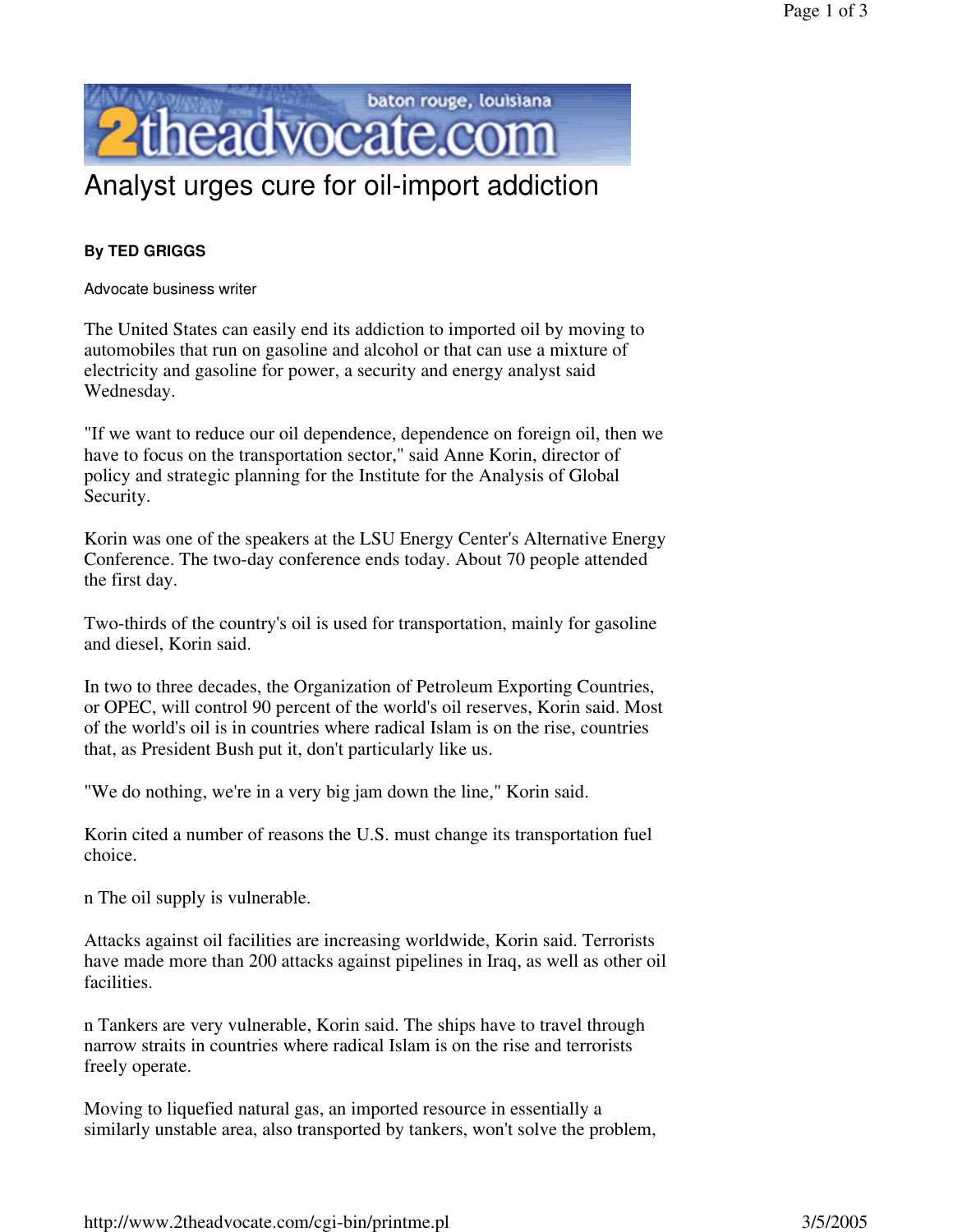# Analyst urges cure for oil-import addiction

**By TED GRIGGS**

Advocate business writer

The United States can easily end its addiction to imported oil by moving to automobiles that run on gasoline and alcohol or that can use a mixture of electricity and gasoline for power, a security and energy analyst said Wednesday.

"If we want to reduce our oil dependence, dependence on foreign oil, then we have to focus on the transportation sector," said Anne Korin, director of policy and strategic planning for the Institute for the Analysis of Global Security.

Korin was one of the speakers at the LSU Energy Center's Alternative Energy Conference. The two-day conference ends today. About 70 people attended the first day.

Two-thirds of the country's oil is used for transportation, mainly for gasoline and diesel, Korin said.

In two to three decades, the Organization of Petroleum Exporting Countries, or OPEC, will control 90 percent of the world's oil reserves, Korin said. Most of the world's oil is in countries where radical Islam is on the rise, countries that, as President Bush put it, don't particularly like us.

"We do nothing, we're in a very big jam down the line," Korin said.

Korin cited a number of reasons the U.S. must change its transportation fuel choice.

n The oil supply is vulnerable.

Attacks against oil facilities are increasing worldwide, Korin said. Terrorists have made more than 200 attacks against pipelines in Iraq, as well as other oil facilities.

n Tankers are very vulnerable, Korin said. The ships have to travel through narrow straits in countries where radical Islam is on the rise and terrorists freely operate.

Moving to liquefied natural gas, an imported resource in essentially a similarly unstable area, also transported by tankers, won't solve the problem,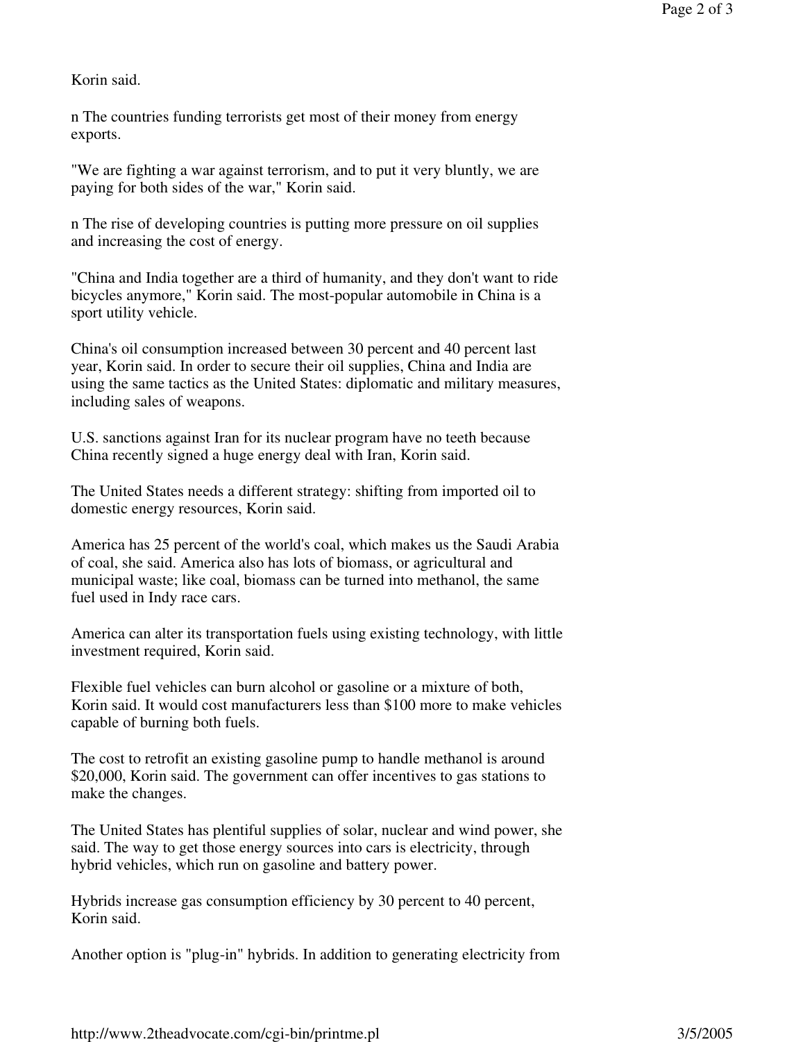Korin said.

n The countries funding terrorists get most of their money from energy exports.

"We are fighting a war against terrorism, and to put it very bluntly, we are paying for both sides of the war," Korin said.

n The rise of developing countries is putting more pressure on oil supplies and increasing the cost of energy.

"China and India together are a third of humanity, and they don't want to ride bicycles anymore," Korin said. The most-popular automobile in China is a sport utility vehicle.

China's oil consumption increased between 30 percent and 40 percent last year, Korin said. In order to secure their oil supplies, China and India are using the same tactics as the United States: diplomatic and military measures, including sales of weapons.

U.S. sanctions against Iran for its nuclear program have no teeth because China recently signed a huge energy deal with Iran, Korin said.

The United States needs a different strategy: shifting from imported oil to domestic energy resources, Korin said.

America has 25 percent of the world's coal, which makes us the Saudi Arabia of coal, she said. America also has lots of biomass, or agricultural and municipal waste; like coal, biomass can be turned into methanol, the same fuel used in Indy race cars.

America can alter its transportation fuels using existing technology, with little investment required, Korin said.

Flexible fuel vehicles can burn alcohol or gasoline or a mixture of both, Korin said. It would cost manufacturers less than $100 more to make vehicles capable of burning both fuels.

The cost to retrofit an existing gasoline pump to handle methanol is around $20,000, Korin said. The government can offer incentives to gas stations to make the changes.

The United States has plentiful supplies of solar, nuclear and wind power, she said. The way to get those energy sources into cars is electricity, through hybrid vehicles, which run on gasoline and battery power.

Hybrids increase gas consumption efficiency by 30 percent to 40 percent, Korin said.

Another option is "plug-in" hybrids. In addition to generating electricity from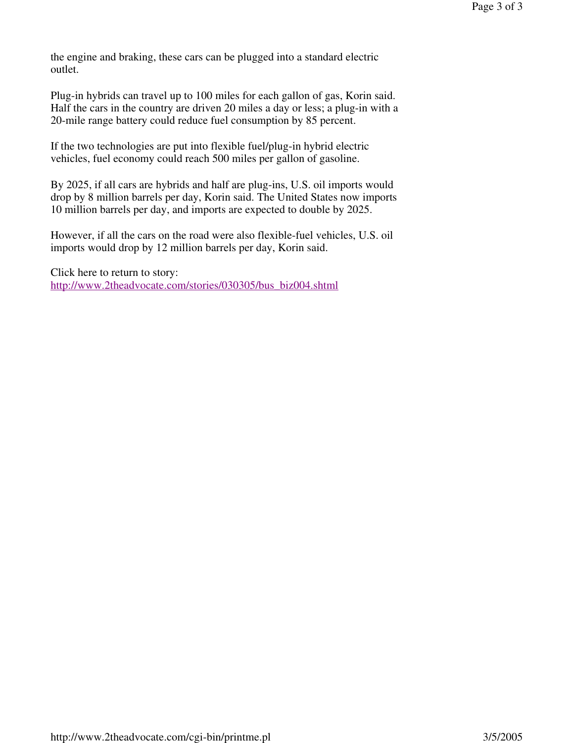the engine and braking, these cars can be plugged into a standard electric outlet.

Plug-in hybrids can travel up to 100 miles for each gallon of gas, Korin said. Half the cars in the country are driven 20 miles a day or less; a plug-in with a 20-mile range battery could reduce fuel consumption by 85 percent.

If the two technologies are put into flexible fuel/plug-in hybrid electric vehicles, fuel economy could reach 500 miles per gallon of gasoline.

By 2025, if all cars are hybrids and half are plug-ins, U.S. oil imports would drop by 8 million barrels per day, Korin said. The United States now imports 10 million barrels per day, and imports are expected to double by 2025.

However, if all the cars on the road were also flexible-fuel vehicles, U.S. oil imports would drop by 12 million barrels per day, Korin said.

Click here to return to story:
http://www.2theadvocate.com/stories/030305/bus_biz004.shtml